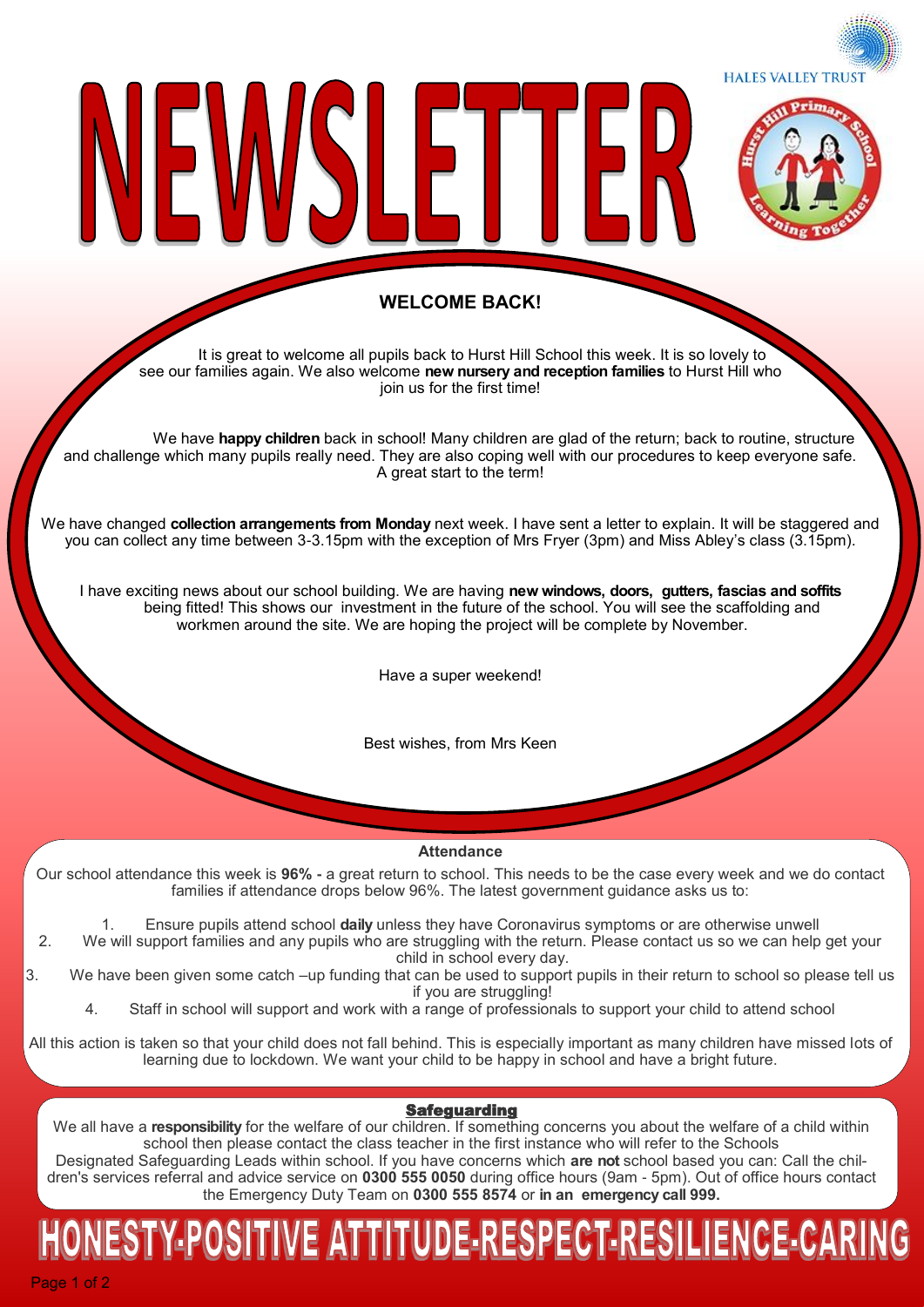# NEWSLETTER

HALES VALLEY TRUST

Hurst Hill Primary School — Learning Together

## WELCOME BACK!

It is great to welcome all pupils back to Hurst Hill School this week. It is so lovely to see our families again. We also welcome **new nursery and reception families** to Hurst Hill who join us for the first time!

We have **happy children** back in school! Many children are glad of the return; back to routine, structure and challenge which many pupils really need. They are also coping well with our procedures to keep everyone safe. A great start to the term!

We have changed **collection arrangements from Monday** next week. I have sent a letter to explain. It will be staggered and you can collect any time between 3-3.15pm with the exception of Mrs Fryer (3pm) and Miss Abley's class (3.15pm).

I have exciting news about our school building. We are having **new windows, doors, gutters, fascias and soffits** being fitted! This shows our investment in the future of the school. You will see the scaffolding and workmen around the site. We are hoping the project will be complete by November.

Have a super weekend!

Best wishes, from Mrs Keen

### Attendance

Our school attendance this week is **96% -** a great return to school. This needs to be the case every week and we do contact families if attendance drops below 96%. The latest government guidance asks us to:

1. Ensure pupils attend school **daily** unless they have Coronavirus symptoms or are otherwise unwell
2. We will support families and any pupils who are struggling with the return. Please contact us so we can help get your child in school every day.
3. We have been given some catch –up funding that can be used to support pupils in their return to school so please tell us if you are struggling!
4. Staff in school will support and work with a range of professionals to support your child to attend school

All this action is taken so that your child does not fall behind. This is especially important as many children have missed lots of learning due to lockdown. We want your child to be happy in school and have a bright future.

### Safeguarding

We all have a **responsibility** for the welfare of our children. If something concerns you about the welfare of a child within school then please contact the class teacher in the first instance who will refer to the Schools Designated Safeguarding Leads within school. If you have concerns which **are not** school based you can: Call the children's services referral and advice service on **0300 555 0050** during office hours (9am - 5pm). Out of office hours contact the Emergency Duty Team on **0300 555 8574** or **in an emergency call 999.**

**HONESTY-POSITIVE ATTITUDE-RESPECT-RESILIENCE-CARING**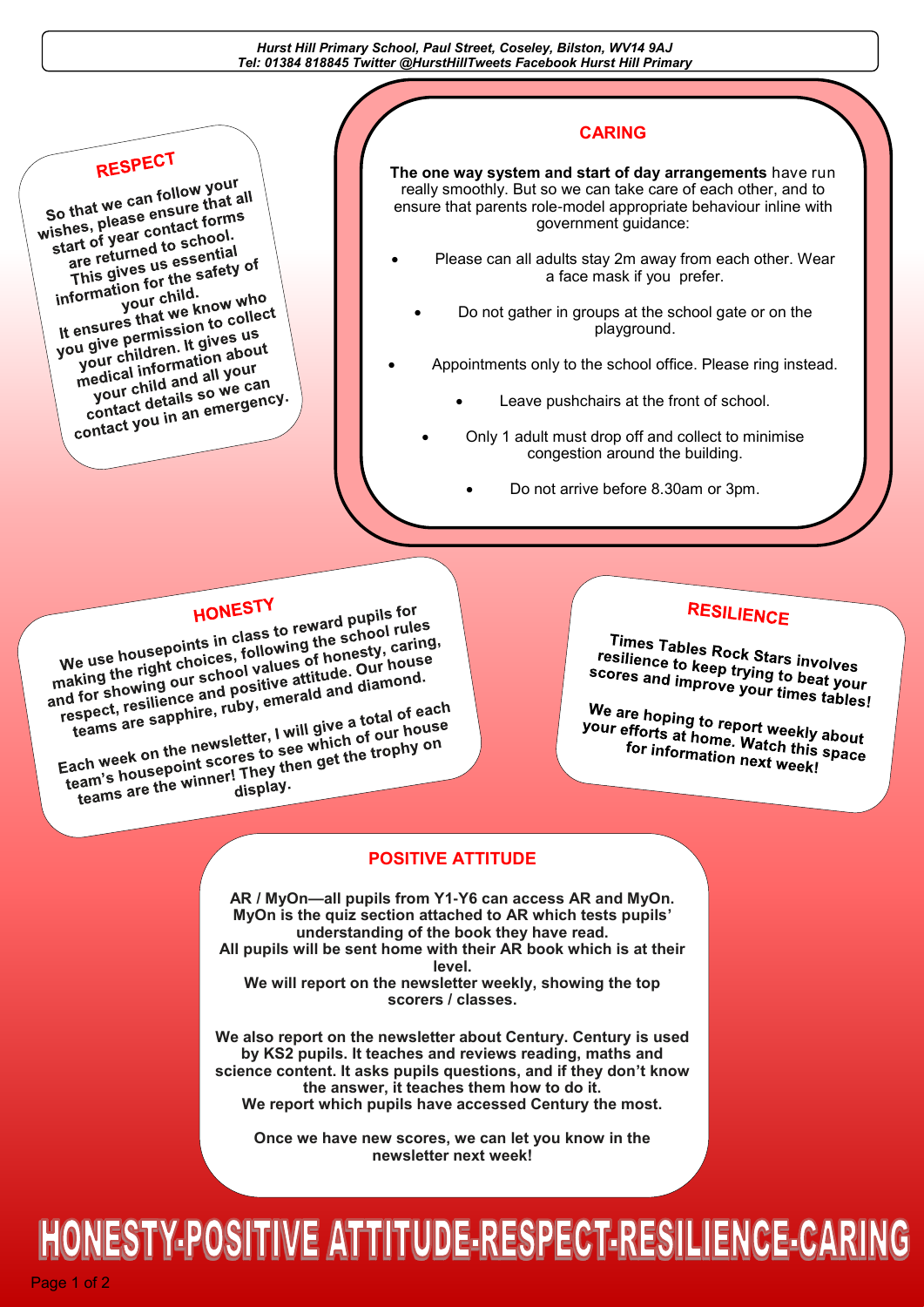Hurst Hill Primary School, Paul Street, Coseley, Bilston, WV14 9AJ
Tel: 01384 818845 Twitter @HurstHillTweets Facebook Hurst Hill Primary

## RESPECT

So that we can follow your wishes, please ensure that all start of year contact forms are returned to school. This gives us essential information for the safety of your child. It ensures that we know who you give permission to collect your children. It gives us medical information about your child and all your contact details so we can contact you in an emergency.

## CARING

**The one way system and start of day arrangements** have run really smoothly. But so we can take care of each other, and to ensure that parents role-model appropriate behaviour inline with government guidance:

- Please can all adults stay 2m away from each other. Wear a face mask if you prefer.
- Do not gather in groups at the school gate or on the playground.
- Appointments only to the school office. Please ring instead.
- Leave pushchairs at the front of school.
- Only 1 adult must drop off and collect to minimise congestion around the building.
- Do not arrive before 8.30am or 3pm.

## HONESTY

We use housepoints in class to reward pupils for making the right choices, following the school rules and for showing our school values of honesty, caring, respect, resilience and positive attitude. Our house teams are sapphire, ruby, emerald and diamond.

Each week on the newsletter, I will give a total of each team's housepoint scores to see which of our house teams are the winner! They then get the trophy on display.

## RESILIENCE

Times Tables Rock Stars involves resilience to keep trying to beat your scores and improve your times tables!

We are hoping to report weekly about your efforts at home. Watch this space for information next week!

## POSITIVE ATTITUDE

**AR / MyOn—all pupils from Y1-Y6 can access AR and MyOn. MyOn is the quiz section attached to AR which tests pupils' understanding of the book they have read.**
**All pupils will be sent home with their AR book which is at their level.**
**We will report on the newsletter weekly, showing the top scorers / classes.**

**We also report on the newsletter about Century. Century is used by KS2 pupils. It teaches and reviews reading, maths and science content. It asks pupils questions, and if they don't know the answer, it teaches them how to do it.**
**We report which pupils have accessed Century the most.**

**Once we have new scores, we can let you know in the newsletter next week!**

# HONESTY-POSITIVE ATTITUDE-RESPECT-RESILIENCE-CARING